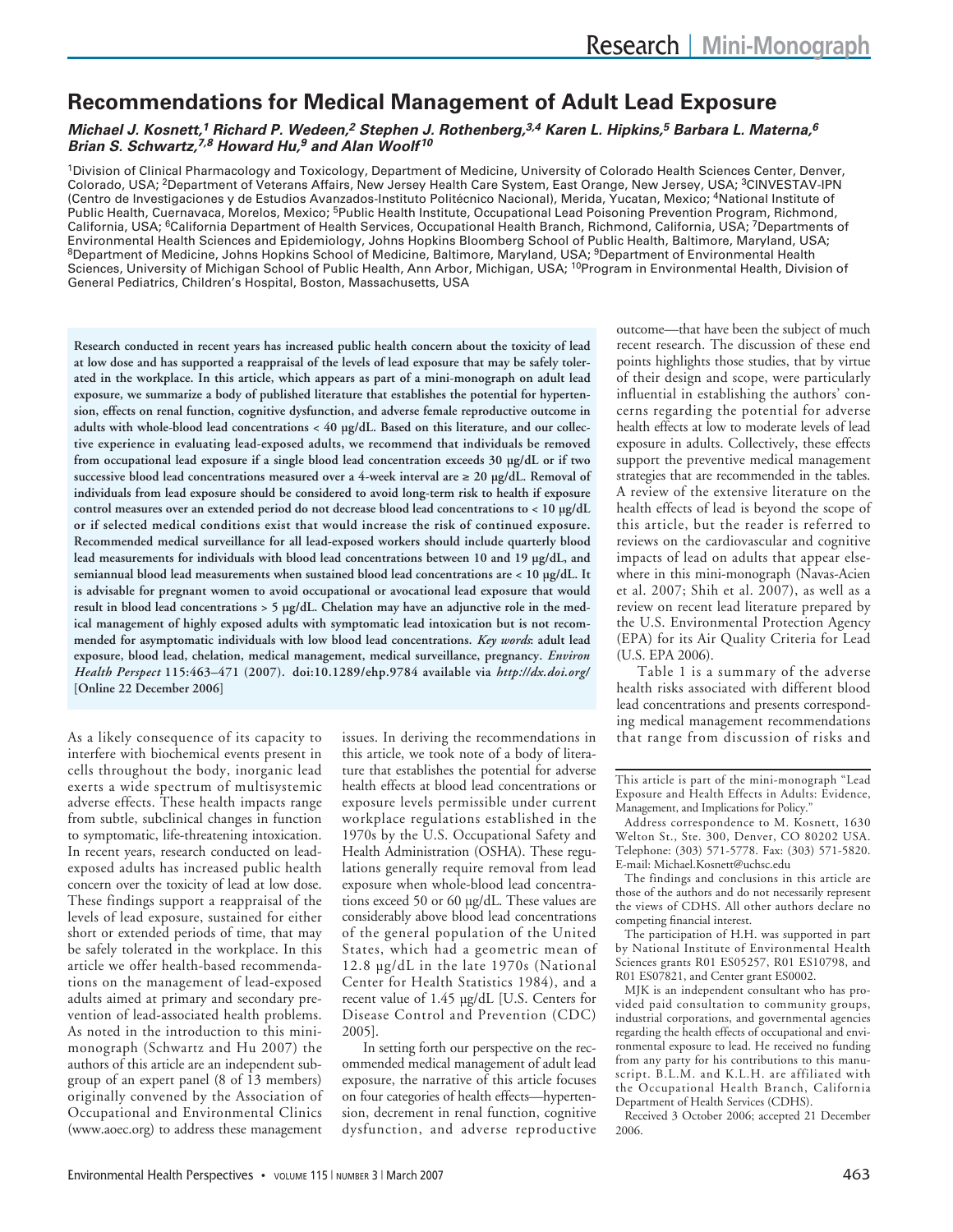# Recommendations for Medical Management of Adult Lead Exposure

***Michael J. Kosnett,[1] Richard P. Wedeen,[2] Stephen J. Rothenberg,[3,4] Karen L. Hipkins,[5] Barbara L. Materna,[6] Brian S. Schwartz,[7,8] Howard Hu,[9] and Alan Woolf[10]***

[1]Division of Clinical Pharmacology and Toxicology, Department of Medicine, University of Colorado Health Sciences Center, Denver, Colorado, USA; [2]Department of Veterans Affairs, New Jersey Health Care System, East Orange, New Jersey, USA; [3]CINVESTAV-IPN (Centro de Investigaciones y de Estudios Avanzados-Instituto Politécnico Nacional), Merida, Yucatan, Mexico; [4]National Institute of Public Health, Cuernavaca, Morelos, Mexico; [5]Public Health Institute, Occupational Lead Poisoning Prevention Program, Richmond, California, USA; [6]California Department of Health Services, Occupational Health Branch, Richmond, California, USA; [7]Departments of Environmental Health Sciences and Epidemiology, Johns Hopkins Bloomberg School of Public Health, Baltimore, Maryland, USA; [8]Department of Medicine, Johns Hopkins School of Medicine, Baltimore, Maryland, USA; [9]Department of Environmental Health Sciences, University of Michigan School of Public Health, Ann Arbor, Michigan, USA; [10]Program in Environmental Health, Division of General Pediatrics, Children's Hospital, Boston, Massachusetts, USA

**Research conducted in recent years has increased public health concern about the toxicity of lead at low dose and has supported a reappraisal of the levels of lead exposure that may be safely tolerated in the workplace. In this article, which appears as part of a mini-monograph on adult lead exposure, we summarize a body of published literature that establishes the potential for hypertension, effects on renal function, cognitive dysfunction, and adverse female reproductive outcome in adults with whole-blood lead concentrations < 40 µg/dL. Based on this literature, and our collective experience in evaluating lead-exposed adults, we recommend that individuals be removed from occupational lead exposure if a single blood lead concentration exceeds 30 µg/dL or if two successive blood lead concentrations measured over a 4-week interval are ≥ 20 µg/dL. Removal of individuals from lead exposure should be considered to avoid long-term risk to health if exposure control measures over an extended period do not decrease blood lead concentrations to < 10 µg/dL or if selected medical conditions exist that would increase the risk of continued exposure. Recommended medical surveillance for all lead-exposed workers should include quarterly blood lead measurements for individuals with blood lead concentrations between 10 and 19 µg/dL, and semiannual blood lead measurements when sustained blood lead concentrations are < 10 µg/dL. It is advisable for pregnant women to avoid occupational or avocational lead exposure that would result in blood lead concentrations > 5 µg/dL. Chelation may have an adjunctive role in the medical management of highly exposed adults with symptomatic lead intoxication but is not recommended for asymptomatic individuals with low blood lead concentrations.** ***Key words*****: adult lead exposure, blood lead, chelation, medical management, medical surveillance, pregnancy.** ***Environ Health Perspect*** **115:463–471 (2007). doi:10.1289/ehp.9784 available via** ***http://dx.doi.org/*** **[Online 22 December 2006]**

As a likely consequence of its capacity to interfere with biochemical events present in cells throughout the body, inorganic lead exerts a wide spectrum of multisystemic adverse effects. These health impacts range from subtle, subclinical changes in function to symptomatic, life-threatening intoxication. In recent years, research conducted on lead-exposed adults has increased public health concern over the toxicity of lead at low dose. These findings support a reappraisal of the levels of lead exposure, sustained for either short or extended periods of time, that may be safely tolerated in the workplace. In this article we offer health-based recommendations on the management of lead-exposed adults aimed at primary and secondary prevention of lead-associated health problems. As noted in the introduction to this mini-monograph (Schwartz and Hu 2007) the authors of this article are an independent subgroup of an expert panel (8 of 13 members) originally convened by the Association of Occupational and Environmental Clinics (www.aoec.org) to address these management issues. In deriving the recommendations in this article, we took note of a body of literature that establishes the potential for adverse health effects at blood lead concentrations or exposure levels permissible under current workplace regulations established in the 1970s by the U.S. Occupational Safety and Health Administration (OSHA). These regulations generally require removal from lead exposure when whole-blood lead concentrations exceed 50 or 60 µg/dL. These values are considerably above blood lead concentrations of the general population of the United States, which had a geometric mean of 12.8 µg/dL in the late 1970s (National Center for Health Statistics 1984), and a recent value of 1.45 µg/dL [U.S. Centers for Disease Control and Prevention (CDC) 2005].

In setting forth our perspective on the recommended medical management of adult lead exposure, the narrative of this article focuses on four categories of health effects—hypertension, decrement in renal function, cognitive dysfunction, and adverse reproductive outcome—that have been the subject of much recent research. The discussion of these end points highlights those studies, that by virtue of their design and scope, were particularly influential in establishing the authors' concerns regarding the potential for adverse health effects at low to moderate levels of lead exposure in adults. Collectively, these effects support the preventive medical management strategies that are recommended in the tables. A review of the extensive literature on the health effects of lead is beyond the scope of this article, but the reader is referred to reviews on the cardiovascular and cognitive impacts of lead on adults that appear elsewhere in this mini-monograph (Navas-Acien et al. 2007; Shih et al. 2007), as well as a review on recent lead literature prepared by the U.S. Environmental Protection Agency (EPA) for its Air Quality Criteria for Lead (U.S. EPA 2006).

Table 1 is a summary of the adverse health risks associated with different blood lead concentrations and presents corresponding medical management recommendations that range from discussion of risks and

This article is part of the mini-monograph "Lead Exposure and Health Effects in Adults: Evidence, Management, and Implications for Policy."

Address correspondence to M. Kosnett, 1630 Welton St., Ste. 300, Denver, CO 80202 USA. Telephone: (303) 571-5778. Fax: (303) 571-5820. E-mail: Michael.Kosnett@uchsc.edu

The findings and conclusions in this article are those of the authors and do not necessarily represent the views of CDHS. All other authors declare no competing financial interest.

The participation of H.H. was supported in part by National Institute of Environmental Health Sciences grants R01 ES05257, R01 ES10798, and R01 ES07821, and Center grant ES0002.

MJK is an independent consultant who has provided paid consultation to community groups, industrial corporations, and governmental agencies regarding the health effects of occupational and environmental exposure to lead. He received no funding from any party for his contributions to this manuscript. B.L.M. and K.L.H. are affiliated with the Occupational Health Branch, California Department of Health Services (CDHS).

Received 3 October 2006; accepted 21 December 2006.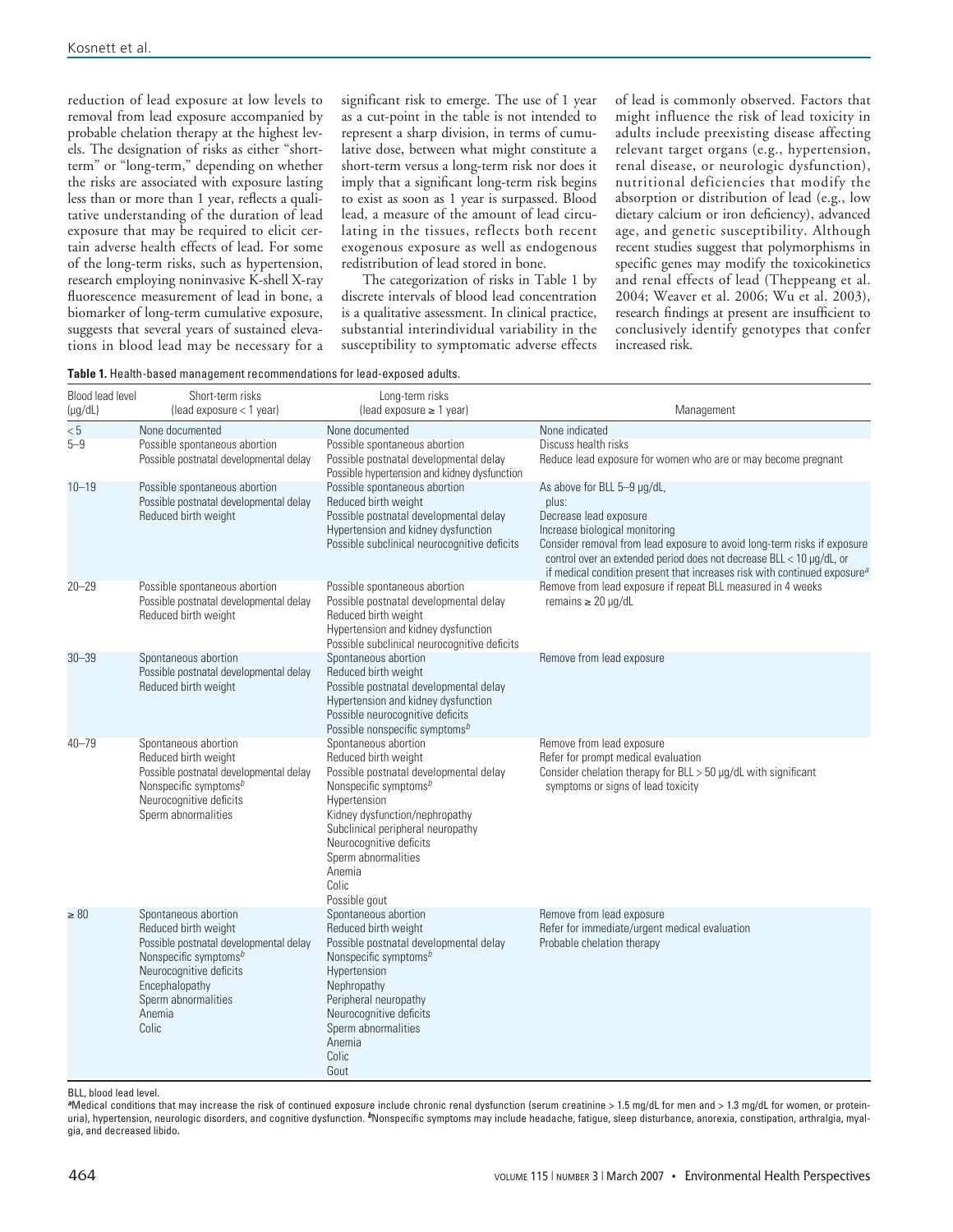reduction of lead exposure at low levels to removal from lead exposure accompanied by probable chelation therapy at the highest levels. The designation of risks as either "short-term" or "long-term," depending on whether the risks are associated with exposure lasting less than or more than 1 year, reflects a qualitative understanding of the duration of lead exposure that may be required to elicit certain adverse health effects of lead. For some of the long-term risks, such as hypertension, research employing noninvasive K-shell X-ray fluorescence measurement of lead in bone, a biomarker of long-term cumulative exposure, suggests that several years of sustained elevations in blood lead may be necessary for a significant risk to emerge. The use of 1 year as a cut-point in the table is not intended to represent a sharp division, in terms of cumulative dose, between what might constitute a short-term versus a long-term risk nor does it imply that a significant long-term risk begins to exist as soon as 1 year is surpassed. Blood lead, a measure of the amount of lead circulating in the tissues, reflects both recent exogenous exposure as well as endogenous redistribution of lead stored in bone.

The categorization of risks in Table 1 by discrete intervals of blood lead concentration is a qualitative assessment. In clinical practice, substantial interindividual variability in the susceptibility to symptomatic adverse effects of lead is commonly observed. Factors that might influence the risk of lead toxicity in adults include preexisting disease affecting relevant target organs (e.g., hypertension, renal disease, or neurologic dysfunction), nutritional deficiencies that modify the absorption or distribution of lead (e.g., low dietary calcium or iron deficiency), advanced age, and genetic susceptibility. Although recent studies suggest that polymorphisms in specific genes may modify the toxicokinetics and renal effects of lead (Theppeang et al. 2004; Weaver et al. 2006; Wu et al. 2003), research findings at present are insufficient to conclusively identify genotypes that confer increased risk.

**Table 1.** Health-based management recommendations for lead-exposed adults.

| Blood lead level (μg/dL) | Short-term risks (lead exposure < 1 year) | Long-term risks (lead exposure ≥ 1 year) | Management |
|---|---|---|---|
| < 5 | None documented | None documented | None indicated |
| 5–9 | Possible spontaneous abortion<br>Possible postnatal developmental delay | Possible spontaneous abortion<br>Possible postnatal developmental delay<br>Possible hypertension and kidney dysfunction | Discuss health risks<br>Reduce lead exposure for women who are or may become pregnant |
| 10–19 | Possible spontaneous abortion<br>Possible postnatal developmental delay<br>Reduced birth weight | Possible spontaneous abortion<br>Reduced birth weight<br>Possible postnatal developmental delay<br>Hypertension and kidney dysfunction<br>Possible subclinical neurocognitive deficits | As above for BLL 5–9 μg/dL, plus:<br>Decrease lead exposure<br>Increase biological monitoring<br>Consider removal from lead exposure to avoid long-term risks if exposure control over an extended period does not decrease BLL < 10 μg/dL, or if medical condition present that increases risk with continued exposure[a] |
| 20–29 | Possible spontaneous abortion<br>Possible postnatal developmental delay<br>Reduced birth weight | Possible spontaneous abortion<br>Possible postnatal developmental delay<br>Reduced birth weight<br>Hypertension and kidney dysfunction<br>Possible subclinical neurocognitive deficits | Remove from lead exposure if repeat BLL measured in 4 weeks remains ≥ 20 μg/dL |
| 30–39 | Spontaneous abortion<br>Possible postnatal developmental delay<br>Reduced birth weight | Spontaneous abortion<br>Reduced birth weight<br>Possible postnatal developmental delay<br>Hypertension and kidney dysfunction<br>Possible neurocognitive deficits<br>Possible nonspecific symptoms[b] | Remove from lead exposure |
| 40–79 | Spontaneous abortion<br>Reduced birth weight<br>Possible postnatal developmental delay<br>Nonspecific symptoms[b]<br>Neurocognitive deficits<br>Sperm abnormalities | Spontaneous abortion<br>Reduced birth weight<br>Possible postnatal developmental delay<br>Nonspecific symptoms[b]<br>Hypertension<br>Kidney dysfunction/nephropathy<br>Subclinical peripheral neuropathy<br>Neurocognitive deficits<br>Sperm abnormalities<br>Anemia<br>Colic<br>Possible gout | Remove from lead exposure<br>Refer for prompt medical evaluation<br>Consider chelation therapy for BLL > 50 μg/dL with significant symptoms or signs of lead toxicity |
| ≥ 80 | Spontaneous abortion<br>Reduced birth weight<br>Possible postnatal developmental delay<br>Nonspecific symptoms[b]<br>Neurocognitive deficits<br>Encephalopathy<br>Sperm abnormalities<br>Anemia<br>Colic | Spontaneous abortion<br>Reduced birth weight<br>Possible postnatal developmental delay<br>Nonspecific symptoms[b]<br>Hypertension<br>Nephropathy<br>Peripheral neuropathy<br>Neurocognitive deficits<br>Sperm abnormalities<br>Anemia<br>Colic<br>Gout | Remove from lead exposure<br>Refer for immediate/urgent medical evaluation<br>Probable chelation therapy |

BLL, blood lead level.
[a]Medical conditions that may increase the risk of continued exposure include chronic renal dysfunction (serum creatinine > 1.5 mg/dL for men and > 1.3 mg/dL for women, or proteinuria), hypertension, neurologic disorders, and cognitive dysfunction. [b]Nonspecific symptoms may include headache, fatigue, sleep disturbance, anorexia, constipation, arthralgia, myalgia, and decreased libido.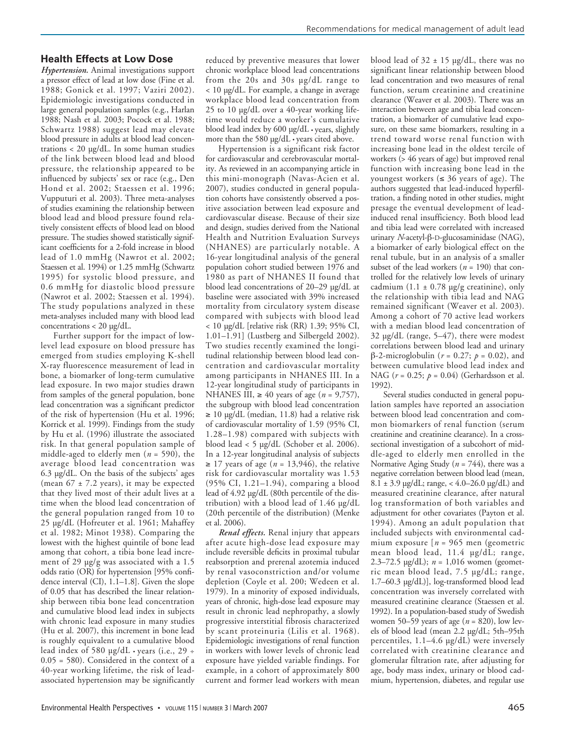## Health Effects at Low Dose

***Hypertension.*** Animal investigations support a pressor effect of lead at low dose (Fine et al. 1988; Gonick et al. 1997; Vaziri 2002). Epidemiologic investigations conducted in large general population samples (e.g., Harlan 1988; Nash et al. 2003; Pocock et al. 1988; Schwartz 1988) suggest lead may elevate blood pressure in adults at blood lead concentrations < 20 µg/dL. In some human studies of the link between blood lead and blood pressure, the relationship appeared to be influenced by subjects' sex or race (e.g., Den Hond et al. 2002; Staessen et al. 1996; Vupputuri et al. 2003). Three meta-analyses of studies examining the relationship between blood lead and blood pressure found relatively consistent effects of blood lead on blood pressure. The studies showed statistically significant coefficients for a 2-fold increase in blood lead of 1.0 mmHg (Nawrot et al. 2002; Staessen et al. 1994) or 1.25 mmHg (Schwartz 1995) for systolic blood pressure, and 0.6 mmHg for diastolic blood pressure (Nawrot et al. 2002; Staessen et al. 1994). The study populations analyzed in these meta-analyses included many with blood lead concentrations < 20 µg/dL.

Further support for the impact of low-level lead exposure on blood pressure has emerged from studies employing K-shell X-ray fluorescence measurement of lead in bone, a biomarker of long-term cumulative lead exposure. In two major studies drawn from samples of the general population, bone lead concentration was a significant predictor of the risk of hypertension (Hu et al. 1996; Korrick et al. 1999). Findings from the study by Hu et al. (1996) illustrate the associated risk. In that general population sample of middle-aged to elderly men ($n = 590$), the average blood lead concentration was 6.3 µg/dL. On the basis of the subjects' ages (mean 67 ± 7.2 years), it may be expected that they lived most of their adult lives at a time when the blood lead concentration of the general population ranged from 10 to 25 µg/dL (Hofreuter et al. 1961; Mahaffey et al. 1982; Minot 1938). Comparing the lowest with the highest quintile of bone lead among that cohort, a tibia bone lead increment of 29 µg/g was associated with a 1.5 odds ratio (OR) for hypertension [95% confidence interval (CI), 1.1–1.8]. Given the slope of 0.05 that has described the linear relationship between tibia bone lead concentration and cumulative blood lead index in subjects with chronic lead exposure in many studies (Hu et al. 2007), this increment in bone lead is roughly equivalent to a cumulative blood lead index of 580 µg/dL • years (i.e., 29 ÷ 0.05 = 580). Considered in the context of a 40-year working lifetime, the risk of lead-associated hypertension may be significantly reduced by preventive measures that lower chronic workplace blood lead concentrations from the 20s and 30s µg/dL range to < 10 µg/dL. For example, a change in average workplace blood lead concentration from 25 to 10 µg/dL over a 40-year working lifetime would reduce a worker's cumulative blood lead index by 600 µg/dL • years, slightly more than the 580 µg/dL • years cited above.

Hypertension is a significant risk factor for cardiovascular and cerebrovascular mortality. As reviewed in an accompanying article in this mini-monograph (Navas-Acien et al. 2007), studies conducted in general population cohorts have consistently observed a positive association between lead exposure and cardiovascular disease. Because of their size and design, studies derived from the National Health and Nutrition Evaluation Surveys (NHANES) are particularly notable. A 16-year longitudinal analysis of the general population cohort studied between 1976 and 1980 as part of NHANES II found that blood lead concentrations of 20–29 µg/dL at baseline were associated with 39% increased mortality from circulatory system disease compared with subjects with blood lead < 10 µg/dL [relative risk (RR) 1.39; 95% CI, 1.01–1.91] (Lustberg and Silbergeld 2002). Two studies recently examined the longitudinal relationship between blood lead concentration and cardiovascular mortality among participants in NHANES III. In a 12-year longitudinal study of participants in NHANES III, ≥ 40 years of age ($n = 9{,}757$), the subgroup with blood lead concentration ≥ 10 µg/dL (median, 11.8) had a relative risk of cardiovascular mortality of 1.59 (95% CI, 1.28–1.98) compared with subjects with blood lead < 5 µg/dL (Schober et al. 2006). In a 12-year longitudinal analysis of subjects ≥ 17 years of age ($n = 13{,}946$), the relative risk for cardiovascular mortality was 1.53 (95% CI, 1.21–1.94), comparing a blood lead of 4.92 µg/dL (80th percentile of the distribution) with a blood lead of 1.46 µg/dL (20th percentile of the distribution) (Menke et al. 2006).

***Renal effects.*** Renal injury that appears after acute high-dose lead exposure may include reversible deficits in proximal tubular reabsorption and prerenal azotemia induced by renal vasoconstriction and/or volume depletion (Coyle et al. 200; Wedeen et al. 1979). In a minority of exposed individuals, years of chronic, high-dose lead exposure may result in chronic lead nephropathy, a slowly progressive interstitial fibrosis characterized by scant proteinuria (Lilis et al. 1968). Epidemiologic investigations of renal function in workers with lower levels of chronic lead exposure have yielded variable findings. For example, in a cohort of approximately 800 current and former lead workers with mean blood lead of 32 ± 15 µg/dL, there was no significant linear relationship between blood lead concentration and two measures of renal function, serum creatinine and creatinine clearance (Weaver et al. 2003). There was an interaction between age and tibia lead concentration, a biomarker of cumulative lead exposure, on these same biomarkers, resulting in a trend toward worse renal function with increasing bone lead in the oldest tercile of workers (> 46 years of age) but improved renal function with increasing bone lead in the youngest workers (≤ 36 years of age). The authors suggested that lead-induced hyperfiltration, a finding noted in other studies, might presage the eventual development of lead-induced renal insufficiency. Both blood lead and tibia lead were correlated with increased urinary *N*-acetyl-β-D-glucosaminidase (NAG), a biomarker of early biological effect on the renal tubule, but in an analysis of a smaller subset of the lead workers ($n = 190$) that controlled for the relatively low levels of urinary cadmium (1.1 ± 0.78 µg/g creatinine), only the relationship with tibia lead and NAG remained significant (Weaver et al. 2003). Among a cohort of 70 active lead workers with a median blood lead concentration of 32 µg/dL (range, 5–47), there were modest correlations between blood lead and urinary β-2-microglobulin ($r = 0.27$; $p = 0.02$), and between cumulative blood lead index and NAG ($r = 0.25$; $p = 0.04$) (Gerhardsson et al. 1992).

Several studies conducted in general population samples have reported an association between blood lead concentration and common biomarkers of renal function (serum creatinine and creatinine clearance). In a cross-sectional investigation of a subcohort of middle-aged to elderly men enrolled in the Normative Aging Study ($n = 744$), there was a negative correlation between blood lead (mean, 8.1 ± 3.9 µg/dL; range, < 4.0–26.0 µg/dL) and measured creatinine clearance, after natural log transformation of both variables and adjustment for other covariates (Payton et al. 1994). Among an adult population that included subjects with environmental cadmium exposure [$n = 965$ men (geometric mean blood lead, 11.4 µg/dL; range, 2.3–72.5 µg/dL); $n = 1{,}016$ women (geometric mean blood lead, 7.5 µg/dL; range, 1.7–60.3 µg/dL)], log-transformed blood lead concentration was inversely correlated with measured creatinine clearance (Staessen et al. 1992). In a population-based study of Swedish women 50–59 years of age ($n = 820$), low levels of blood lead (mean 2.2 µg/dL; 5th–95th percentiles, 1.1–4.6 µg/dL) were inversely correlated with creatinine clearance and glomerular filtration rate, after adjusting for age, body mass index, urinary or blood cadmium, hypertension, diabetes, and regular use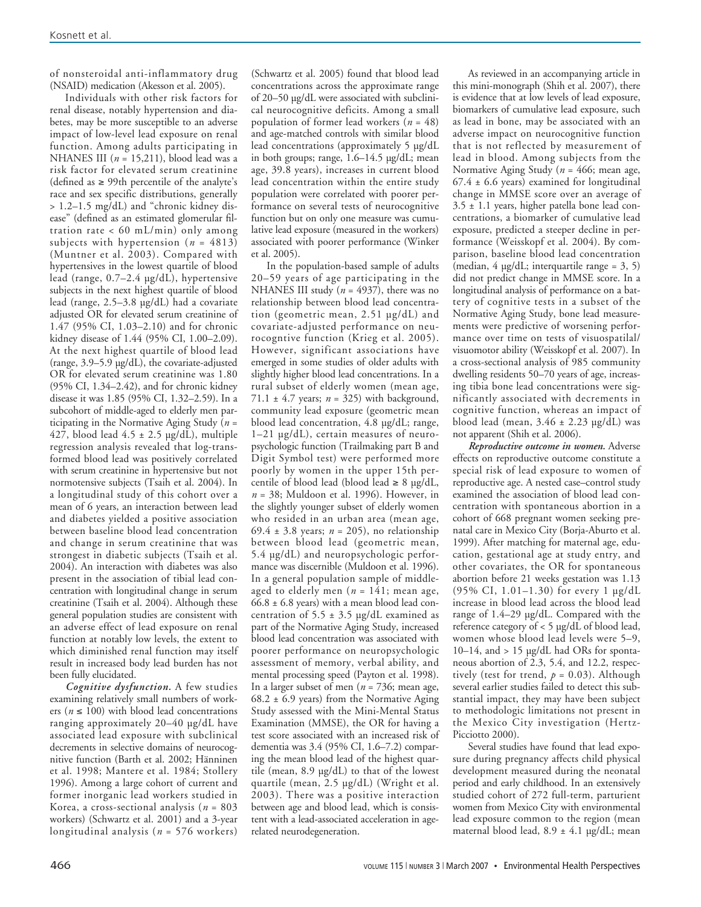of nonsteroidal anti-inflammatory drug (NSAID) medication (Akesson et al. 2005).

Individuals with other risk factors for renal disease, notably hypertension and diabetes, may be more susceptible to an adverse impact of low-level lead exposure on renal function. Among adults participating in NHANES III ($n$ = 15,211), blood lead was a risk factor for elevated serum creatinine (defined as ≥ 99th percentile of the analyte's race and sex specific distributions, generally > 1.2–1.5 mg/dL) and "chronic kidney disease" (defined as an estimated glomerular filtration rate < 60 mL/min) only among subjects with hypertension ($n$ = 4813) (Muntner et al. 2003). Compared with hypertensives in the lowest quartile of blood lead (range, 0.7–2.4 µg/dL), hypertensive subjects in the next highest quartile of blood lead (range, 2.5–3.8 µg/dL) had a covariate adjusted OR for elevated serum creatinine of 1.47 (95% CI, 1.03–2.10) and for chronic kidney disease of 1.44 (95% CI, 1.00–2.09). At the next highest quartile of blood lead (range, 3.9–5.9 µg/dL), the covariate-adjusted OR for elevated serum creatinine was 1.80 (95% CI, 1.34–2.42), and for chronic kidney disease it was 1.85 (95% CI, 1.32–2.59). In a subcohort of middle-aged to elderly men participating in the Normative Aging Study ($n$ = 427, blood lead 4.5 ± 2.5 µg/dL), multiple regression analysis revealed that log-transformed blood lead was positively correlated with serum creatinine in hypertensive but not normotensive subjects (Tsaih et al. 2004). In a longitudinal study of this cohort over a mean of 6 years, an interaction between lead and diabetes yielded a positive association between baseline blood lead concentration and change in serum creatinine that was strongest in diabetic subjects (Tsaih et al. 2004). An interaction with diabetes was also present in the association of tibial lead concentration with longitudinal change in serum creatinine (Tsaih et al. 2004). Although these general population studies are consistent with an adverse effect of lead exposure on renal function at notably low levels, the extent to which diminished renal function may itself result in increased body lead burden has not been fully elucidated.

***Cognitive dysfunction.*** A few studies examining relatively small numbers of workers ($n$ ≤ 100) with blood lead concentrations ranging approximately 20–40 µg/dL have associated lead exposure with subclinical decrements in selective domains of neurocognitive function (Barth et al. 2002; Hänninen et al. 1998; Mantere et al. 1984; Stollery 1996). Among a large cohort of current and former inorganic lead workers studied in Korea, a cross-sectional analysis ($n$ = 803 workers) (Schwartz et al. 2001) and a 3-year longitudinal analysis ($n$ = 576 workers) (Schwartz et al. 2005) found that blood lead concentrations across the approximate range of 20–50 µg/dL were associated with subclinical neurocognitive deficits. Among a small population of former lead workers ($n$ = 48) and age-matched controls with similar blood lead concentrations (approximately 5 µg/dL in both groups; range, 1.6–14.5 µg/dL; mean age, 39.8 years), increases in current blood lead concentration within the entire study population were correlated with poorer performance on several tests of neurocognitive function but on only one measure was cumulative lead exposure (measured in the workers) associated with poorer performance (Winker et al. 2005).

In the population-based sample of adults 20–59 years of age participating in the NHANES III study ($n$ = 4937), there was no relationship between blood lead concentration (geometric mean, 2.51 µg/dL) and covariate-adjusted performance on neurocogntive function (Krieg et al. 2005). However, significant associations have emerged in some studies of older adults with slightly higher blood lead concentrations. In a rural subset of elderly women (mean age, 71.1 ± 4.7 years; $n$ = 325) with background, community lead exposure (geometric mean blood lead concentration, 4.8 µg/dL; range, 1–21 µg/dL), certain measures of neuropsychologic function (Trailmaking part B and Digit Symbol test) were performed more poorly by women in the upper 15th percentile of blood lead (blood lead ≥ 8 µg/dL, $n$ = 38; Muldoon et al. 1996). However, in the slightly younger subset of elderly women who resided in an urban area (mean age, 69.4 ± 3.8 years; $n$ = 205), no relationship between blood lead (geometric mean, 5.4 µg/dL) and neuropsychologic performance was discernible (Muldoon et al. 1996). In a general population sample of middle-aged to elderly men ($n$ = 141; mean age, 66.8 ± 6.8 years) with a mean blood lead concentration of 5.5 ± 3.5 µg/dL examined as part of the Normative Aging Study, increased blood lead concentration was associated with poorer performance on neuropsychologic assessment of memory, verbal ability, and mental processing speed (Payton et al. 1998). In a larger subset of men ($n$ = 736; mean age, 68.2 ± 6.9 years) from the Normative Aging Study assessed with the Mini-Mental Status Examination (MMSE), the OR for having a test score associated with an increased risk of dementia was 3.4 (95% CI, 1.6–7.2) comparing the mean blood lead of the highest quartile (mean, 8.9 µg/dL) to that of the lowest quartile (mean, 2.5 µg/dL) (Wright et al. 2003). There was a positive interaction between age and blood lead, which is consistent with a lead-associated acceleration in age-related neurodegeneration.

As reviewed in an accompanying article in this mini-monograph (Shih et al. 2007), there is evidence that at low levels of lead exposure, biomarkers of cumulative lead exposure, such as lead in bone, may be associated with an adverse impact on neurocognitive function that is not reflected by measurement of lead in blood. Among subjects from the Normative Aging Study ($n$ = 466; mean age, 67.4 ± 6.6 years) examined for longitudinal change in MMSE score over an average of 3.5 ± 1.1 years, higher patella bone lead concentrations, a biomarker of cumulative lead exposure, predicted a steeper decline in performance (Weisskopf et al. 2004). By comparison, baseline blood lead concentration (median, 4 µg/dL; interquartile range = 3, 5) did not predict change in MMSE score. In a longitudinal analysis of performance on a battery of cognitive tests in a subset of the Normative Aging Study, bone lead measurements were predictive of worsening performance over time on tests of visuospatilal/visuomotor ability (Weisskopf et al. 2007). In a cross-sectional analysis of 985 community dwelling residents 50–70 years of age, increasing tibia bone lead concentrations were significantly associated with decrements in cognitive function, whereas an impact of blood lead (mean, 3.46 ± 2.23 µg/dL) was not apparent (Shih et al. 2006).

***Reproductive outcome in women.*** Adverse effects on reproductive outcome constitute a special risk of lead exposure to women of reproductive age. A nested case–control study examined the association of blood lead concentration with spontaneous abortion in a cohort of 668 pregnant women seeking prenatal care in Mexico City (Borja-Aburto et al. 1999). After matching for maternal age, education, gestational age at study entry, and other covariates, the OR for spontaneous abortion before 21 weeks gestation was 1.13 (95% CI, 1.01–1.30) for every 1 µg/dL increase in blood lead across the blood lead range of 1.4–29 µg/dL. Compared with the reference category of < 5 µg/dL of blood lead, women whose blood lead levels were 5–9, 10–14, and > 15 µg/dL had ORs for spontaneous abortion of 2.3, 5.4, and 12.2, respectively (test for trend, $p$ = 0.03). Although several earlier studies failed to detect this substantial impact, they may have been subject to methodologic limitations not present in the Mexico City investigation (Hertz-Picciotto 2000).

Several studies have found that lead exposure during pregnancy affects child physical development measured during the neonatal period and early childhood. In an extensively studied cohort of 272 full-term, parturient women from Mexico City with environmental lead exposure common to the region (mean maternal blood lead, 8.9 ± 4.1 µg/dL; mean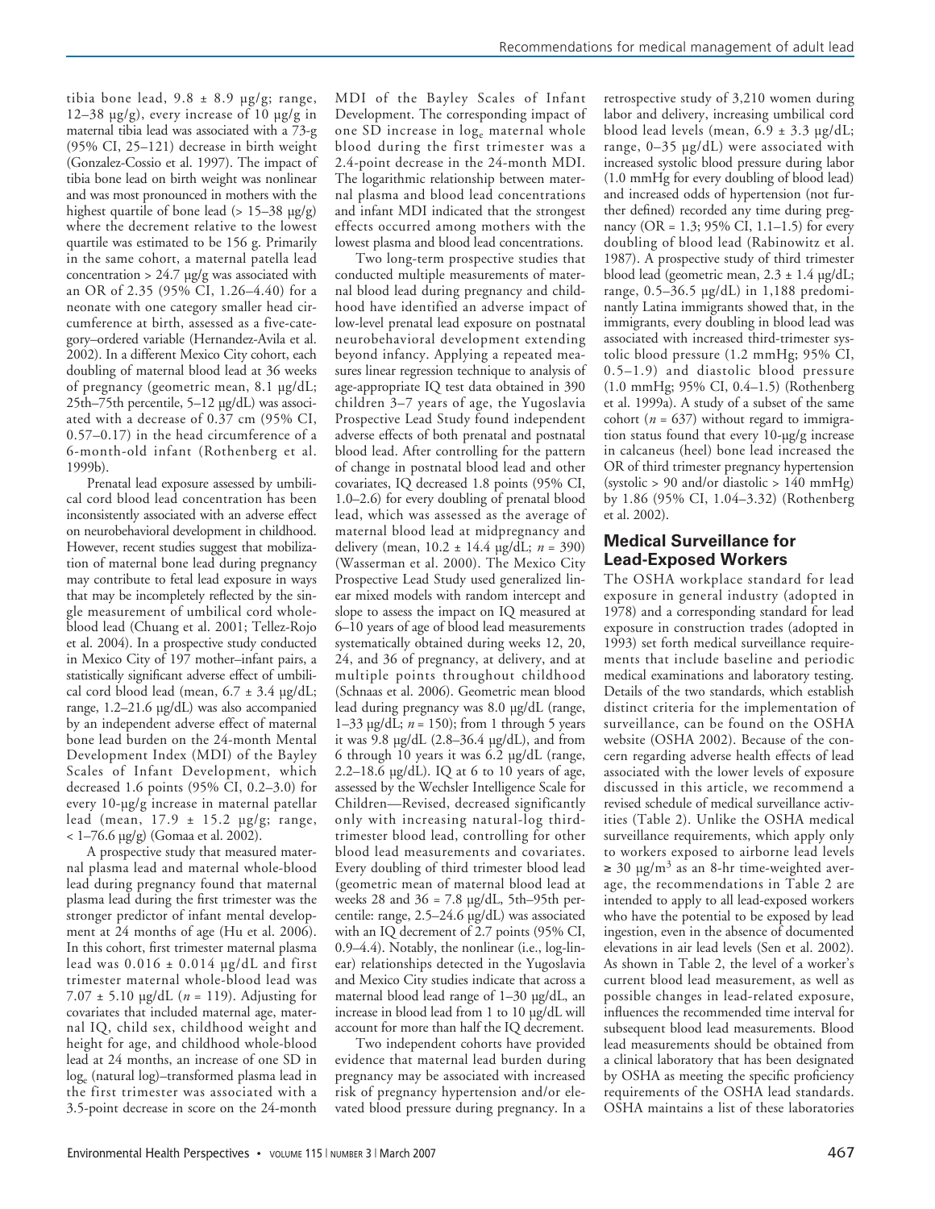tibia bone lead, 9.8 ± 8.9 µg/g; range, 12–38 µg/g), every increase of 10 µg/g in maternal tibia lead was associated with a 73-g (95% CI, 25–121) decrease in birth weight (Gonzalez-Cossio et al. 1997). The impact of tibia bone lead on birth weight was nonlinear and was most pronounced in mothers with the highest quartile of bone lead (> 15–38 µg/g) where the decrement relative to the lowest quartile was estimated to be 156 g. Primarily in the same cohort, a maternal patella lead concentration > 24.7 µg/g was associated with an OR of 2.35 (95% CI, 1.26–4.40) for a neonate with one category smaller head circumference at birth, assessed as a five-category–ordered variable (Hernandez-Avila et al. 2002). In a different Mexico City cohort, each doubling of maternal blood lead at 36 weeks of pregnancy (geometric mean, 8.1 µg/dL; 25th–75th percentile, 5–12 µg/dL) was associated with a decrease of 0.37 cm (95% CI, 0.57–0.17) in the head circumference of a 6-month-old infant (Rothenberg et al. 1999b).

Prenatal lead exposure assessed by umbilical cord blood lead concentration has been inconsistently associated with an adverse effect on neurobehavioral development in childhood. However, recent studies suggest that mobilization of maternal bone lead during pregnancy may contribute to fetal lead exposure in ways that may be incompletely reflected by the single measurement of umbilical cord whole-blood lead (Chuang et al. 2001; Tellez-Rojo et al. 2004). In a prospective study conducted in Mexico City of 197 mother–infant pairs, a statistically significant adverse effect of umbilical cord blood lead (mean, 6.7 ± 3.4 µg/dL; range, 1.2–21.6 µg/dL) was also accompanied by an independent adverse effect of maternal bone lead burden on the 24-month Mental Development Index (MDI) of the Bayley Scales of Infant Development, which decreased 1.6 points (95% CI, 0.2–3.0) for every 10-µg/g increase in maternal patellar lead (mean, 17.9 ± 15.2 µg/g; range, < 1–76.6 µg/g) (Gomaa et al. 2002).

A prospective study that measured maternal plasma lead and maternal whole-blood lead during pregnancy found that maternal plasma lead during the first trimester was the stronger predictor of infant mental development at 24 months of age (Hu et al. 2006). In this cohort, first trimester maternal plasma lead was 0.016 ± 0.014 µg/dL and first trimester maternal whole-blood lead was 7.07 ± 5.10 µg/dL (*n* = 119). Adjusting for covariates that included maternal age, maternal IQ, child sex, childhood weight and height for age, and childhood whole-blood lead at 24 months, an increase of one SD in $\log_e$ (natural log)–transformed plasma lead in the first trimester was associated with a 3.5-point decrease in score on the 24-month MDI of the Bayley Scales of Infant Development. The corresponding impact of one SD increase in $\log_e$ maternal whole blood during the first trimester was a 2.4-point decrease in the 24-month MDI. The logarithmic relationship between maternal plasma and blood lead concentrations and infant MDI indicated that the strongest effects occurred among mothers with the lowest plasma and blood lead concentrations.

Two long-term prospective studies that conducted multiple measurements of maternal blood lead during pregnancy and childhood have identified an adverse impact of low-level prenatal lead exposure on postnatal neurobehavioral development extending beyond infancy. Applying a repeated measures linear regression technique to analysis of age-appropriate IQ test data obtained in 390 children 3–7 years of age, the Yugoslavia Prospective Lead Study found independent adverse effects of both prenatal and postnatal blood lead. After controlling for the pattern of change in postnatal blood lead and other covariates, IQ decreased 1.8 points (95% CI, 1.0–2.6) for every doubling of prenatal blood lead, which was assessed as the average of maternal blood lead at midpregnancy and delivery (mean, 10.2 ± 14.4 µg/dL; *n* = 390) (Wasserman et al. 2000). The Mexico City Prospective Lead Study used generalized linear mixed models with random intercept and slope to assess the impact on IQ measured at 6–10 years of age of blood lead measurements systematically obtained during weeks 12, 20, 24, and 36 of pregnancy, at delivery, and at multiple points throughout childhood (Schnaas et al. 2006). Geometric mean blood lead during pregnancy was 8.0 µg/dL (range, 1–33 µg/dL; *n* = 150); from 1 through 5 years it was 9.8 µg/dL (2.8–36.4 µg/dL), and from 6 through 10 years it was 6.2 µg/dL (range, 2.2–18.6 µg/dL). IQ at 6 to 10 years of age, assessed by the Wechsler Intelligence Scale for Children—Revised, decreased significantly only with increasing natural-log third-trimester blood lead, controlling for other blood lead measurements and covariates. Every doubling of third trimester blood lead (geometric mean of maternal blood lead at weeks 28 and 36 = 7.8 µg/dL, 5th–95th percentile: range, 2.5–24.6 µg/dL) was associated with an IQ decrement of 2.7 points (95% CI, 0.9–4.4). Notably, the nonlinear (i.e., log-linear) relationships detected in the Yugoslavia and Mexico City studies indicate that across a maternal blood lead range of 1–30 µg/dL, an increase in blood lead from 1 to 10 µg/dL will account for more than half the IQ decrement.

Two independent cohorts have provided evidence that maternal lead burden during pregnancy may be associated with increased risk of pregnancy hypertension and/or elevated blood pressure during pregnancy. In a retrospective study of 3,210 women during labor and delivery, increasing umbilical cord blood lead levels (mean, 6.9 ± 3.3 µg/dL; range, 0–35 µg/dL) were associated with increased systolic blood pressure during labor (1.0 mmHg for every doubling of blood lead) and increased odds of hypertension (not further defined) recorded any time during pregnancy (OR = 1.3; 95% CI, 1.1–1.5) for every doubling of blood lead (Rabinowitz et al. 1987). A prospective study of third trimester blood lead (geometric mean, 2.3 ± 1.4 µg/dL; range, 0.5–36.5 µg/dL) in 1,188 predominantly Latina immigrants showed that, in the immigrants, every doubling in blood lead was associated with increased third-trimester systolic blood pressure (1.2 mmHg; 95% CI, 0.5–1.9) and diastolic blood pressure (1.0 mmHg; 95% CI, 0.4–1.5) (Rothenberg et al. 1999a). A study of a subset of the same cohort (*n* = 637) without regard to immigration status found that every 10-µg/g increase in calcaneus (heel) bone lead increased the OR of third trimester pregnancy hypertension (systolic > 90 and/or diastolic > 140 mmHg) by 1.86 (95% CI, 1.04–3.32) (Rothenberg et al. 2002).

## Medical Surveillance for Lead-Exposed Workers

The OSHA workplace standard for lead exposure in general industry (adopted in 1978) and a corresponding standard for lead exposure in construction trades (adopted in 1993) set forth medical surveillance requirements that include baseline and periodic medical examinations and laboratory testing. Details of the two standards, which establish distinct criteria for the implementation of surveillance, can be found on the OSHA website (OSHA 2002). Because of the concern regarding adverse health effects of lead associated with the lower levels of exposure discussed in this article, we recommend a revised schedule of medical surveillance activities (Table 2). Unlike the OSHA medical surveillance requirements, which apply only to workers exposed to airborne lead levels ≥ 30 µg/m$^3$ as an 8-hr time-weighted average, the recommendations in Table 2 are intended to apply to all lead-exposed workers who have the potential to be exposed by lead ingestion, even in the absence of documented elevations in air lead levels (Sen et al. 2002). As shown in Table 2, the level of a worker's current blood lead measurement, as well as possible changes in lead-related exposure, influences the recommended time interval for subsequent blood lead measurements. Blood lead measurements should be obtained from a clinical laboratory that has been designated by OSHA as meeting the specific proficiency requirements of the OSHA lead standards. OSHA maintains a list of these laboratories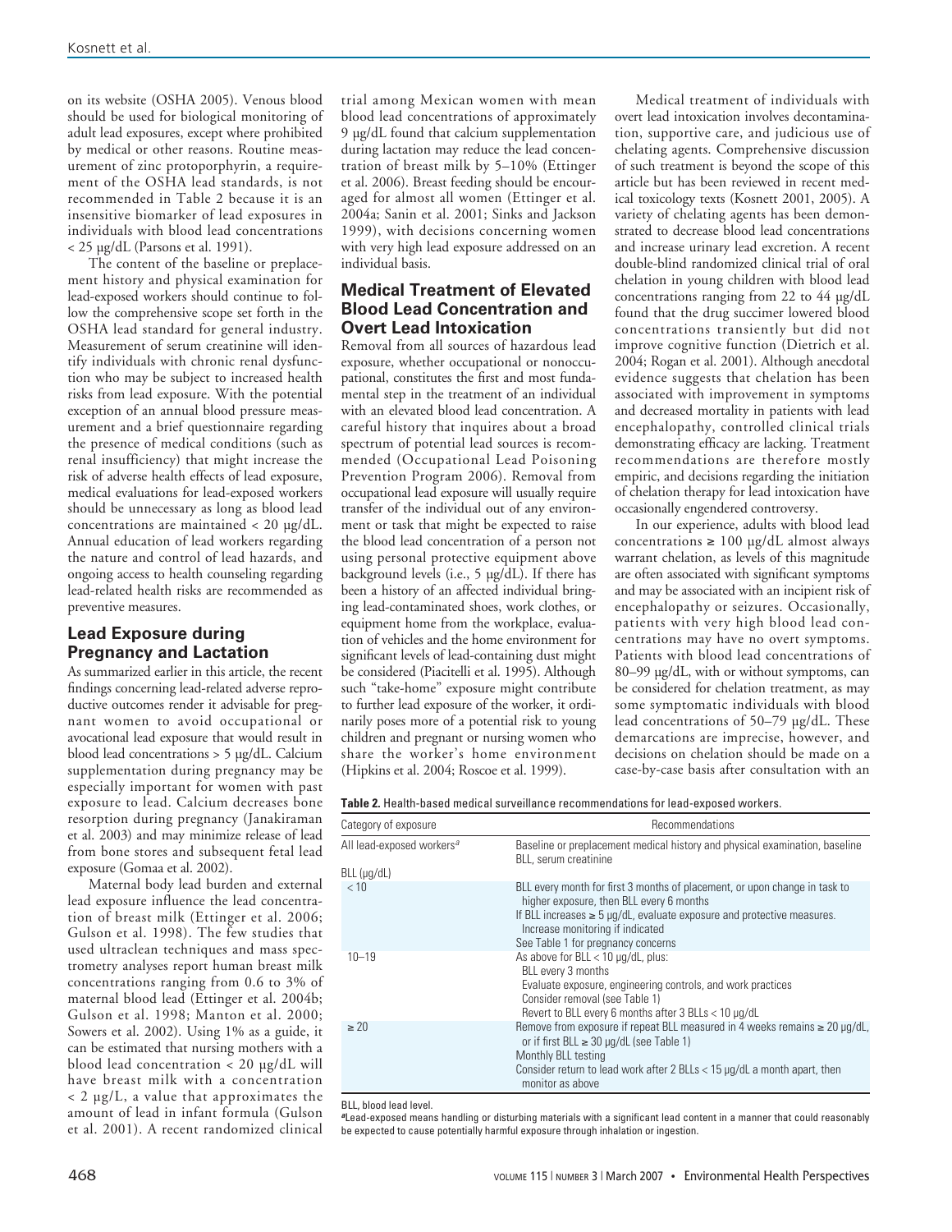on its website (OSHA 2005). Venous blood should be used for biological monitoring of adult lead exposures, except where prohibited by medical or other reasons. Routine measurement of zinc protoporphyrin, a requirement of the OSHA lead standards, is not recommended in Table 2 because it is an insensitive biomarker of lead exposures in individuals with blood lead concentrations < 25 µg/dL (Parsons et al. 1991).

The content of the baseline or preplacement history and physical examination for lead-exposed workers should continue to follow the comprehensive scope set forth in the OSHA lead standard for general industry. Measurement of serum creatinine will identify individuals with chronic renal dysfunction who may be subject to increased health risks from lead exposure. With the potential exception of an annual blood pressure measurement and a brief questionnaire regarding the presence of medical conditions (such as renal insufficiency) that might increase the risk of adverse health effects of lead exposure, medical evaluations for lead-exposed workers should be unnecessary as long as blood lead concentrations are maintained < 20 µg/dL. Annual education of lead workers regarding the nature and control of lead hazards, and ongoing access to health counseling regarding lead-related health risks are recommended as preventive measures.

## Lead Exposure during Pregnancy and Lactation

As summarized earlier in this article, the recent findings concerning lead-related adverse reproductive outcomes render it advisable for pregnant women to avoid occupational or avocational lead exposure that would result in blood lead concentrations > 5 µg/dL. Calcium supplementation during pregnancy may be especially important for women with past exposure to lead. Calcium decreases bone resorption during pregnancy (Janakiraman et al. 2003) and may minimize release of lead from bone stores and subsequent fetal lead exposure (Gomaa et al. 2002).

Maternal body lead burden and external lead exposure influence the lead concentration of breast milk (Ettinger et al. 2006; Gulson et al. 1998). The few studies that used ultraclean techniques and mass spectrometry analyses report human breast milk concentrations ranging from 0.6 to 3% of maternal blood lead (Ettinger et al. 2004b; Gulson et al. 1998; Manton et al. 2000; Sowers et al. 2002). Using 1% as a guide, it can be estimated that nursing mothers with a blood lead concentration < 20 µg/dL will have breast milk with a concentration < 2 µg/L, a value that approximates the amount of lead in infant formula (Gulson et al. 2001). A recent randomized clinical trial among Mexican women with mean blood lead concentrations of approximately 9 µg/dL found that calcium supplementation during lactation may reduce the lead concentration of breast milk by 5–10% (Ettinger et al. 2006). Breast feeding should be encouraged for almost all women (Ettinger et al. 2004a; Sanin et al. 2001; Sinks and Jackson 1999), with decisions concerning women with very high lead exposure addressed on an individual basis.

## Medical Treatment of Elevated Blood Lead Concentration and Overt Lead Intoxication

Removal from all sources of hazardous lead exposure, whether occupational or nonoccupational, constitutes the first and most fundamental step in the treatment of an individual with an elevated blood lead concentration. A careful history that inquires about a broad spectrum of potential lead sources is recommended (Occupational Lead Poisoning Prevention Program 2006). Removal from occupational lead exposure will usually require transfer of the individual out of any environment or task that might be expected to raise the blood lead concentration of a person not using personal protective equipment above background levels (i.e., 5 µg/dL). If there has been a history of an affected individual bringing lead-contaminated shoes, work clothes, or equipment home from the workplace, evaluation of vehicles and the home environment for significant levels of lead-containing dust might be considered (Piacitelli et al. 1995). Although such "take-home" exposure might contribute to further lead exposure of the worker, it ordinarily poses more of a potential risk to young children and pregnant or nursing women who share the worker's home environment (Hipkins et al. 2004; Roscoe et al. 1999).

Medical treatment of individuals with overt lead intoxication involves decontamination, supportive care, and judicious use of chelating agents. Comprehensive discussion of such treatment is beyond the scope of this article but has been reviewed in recent medical toxicology texts (Kosnett 2001, 2005). A variety of chelating agents has been demonstrated to decrease blood lead concentrations and increase urinary lead excretion. A recent double-blind randomized clinical trial of oral chelation in young children with blood lead concentrations ranging from 22 to 44 µg/dL found that the drug succimer lowered blood concentrations transiently but did not improve cognitive function (Dietrich et al. 2004; Rogan et al. 2001). Although anecdotal evidence suggests that chelation has been associated with improvement in symptoms and decreased mortality in patients with lead encephalopathy, controlled clinical trials demonstrating efficacy are lacking. Treatment recommendations are therefore mostly empiric, and decisions regarding the initiation of chelation therapy for lead intoxication have occasionally engendered controversy.

In our experience, adults with blood lead concentrations ≥ 100 µg/dL almost always warrant chelation, as levels of this magnitude are often associated with significant symptoms and may be associated with an incipient risk of encephalopathy or seizures. Occasionally, patients with very high blood lead concentrations may have no overt symptoms. Patients with blood lead concentrations of 80–99 µg/dL, with or without symptoms, can be considered for chelation treatment, as may some symptomatic individuals with blood lead concentrations of 50–79 µg/dL. These demarcations are imprecise, however, and decisions on chelation should be made on a case-by-case basis after consultation with an

**Table 2.** Health-based medical surveillance recommendations for lead-exposed workers.

| Category of exposure | Recommendations |
|---|---|
| All lead-exposed workers[a] | Baseline or preplacement medical history and physical examination, baseline BLL, serum creatinine |
| BLL (µg/dL) | |
| < 10 | BLL every month for first 3 months of placement, or upon change in task to higher exposure, then BLL every 6 months<br>If BLL increases ≥ 5 µg/dL, evaluate exposure and protective measures. Increase monitoring if indicated<br>See Table 1 for pregnancy concerns |
| 10–19 | As above for BLL < 10 µg/dL, plus:<br>BLL every 3 months<br>Evaluate exposure, engineering controls, and work practices<br>Consider removal (see Table 1)<br>Revert to BLL every 6 months after 3 BLLs < 10 µg/dL |
| ≥ 20 | Remove from exposure if repeat BLL measured in 4 weeks remains ≥ 20 µg/dL, or if first BLL ≥ 30 µg/dL (see Table 1)<br>Monthly BLL testing<br>Consider return to lead work after 2 BLLs < 15 µg/dL a month apart, then monitor as above |

BLL, blood lead level.

[a]Lead-exposed means handling or disturbing materials with a significant lead content in a manner that could reasonably be expected to cause potentially harmful exposure through inhalation or ingestion.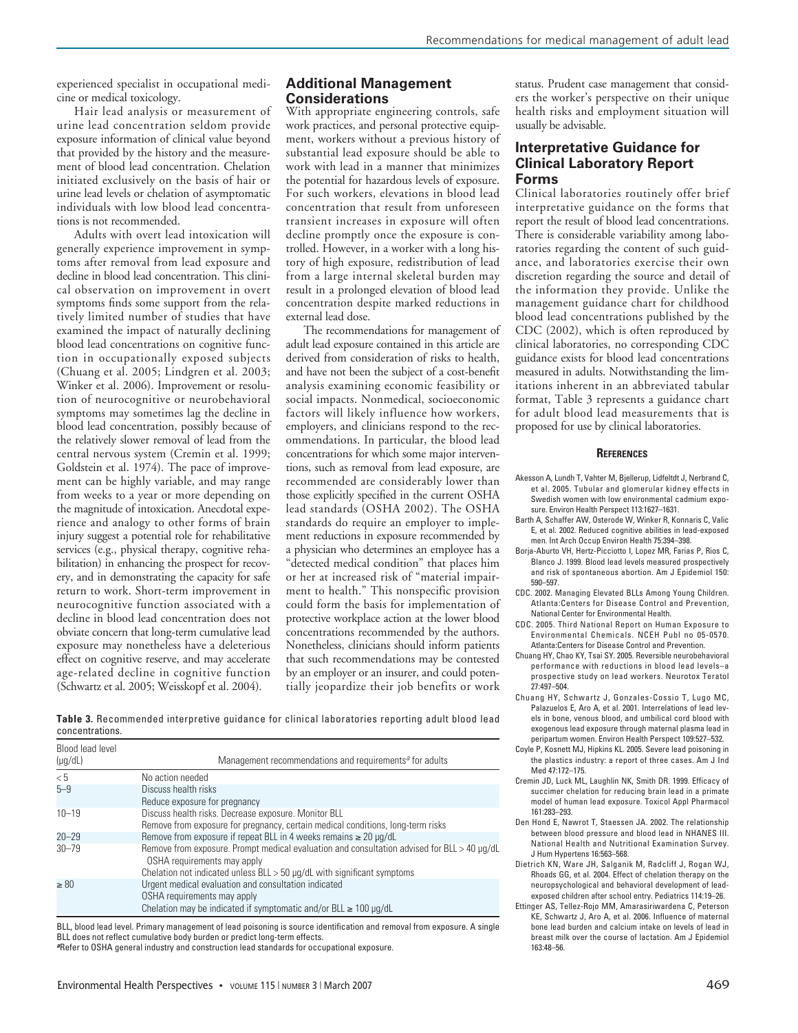experienced specialist in occupational medicine or medical toxicology.

Hair lead analysis or measurement of urine lead concentration seldom provide exposure information of clinical value beyond that provided by the history and the measurement of blood lead concentration. Chelation initiated exclusively on the basis of hair or urine lead levels or chelation of asymptomatic individuals with low blood lead concentrations is not recommended.

Adults with overt lead intoxication will generally experience improvement in symptoms after removal from lead exposure and decline in blood lead concentration. This clinical observation on improvement in overt symptoms finds some support from the relatively limited number of studies that have examined the impact of naturally declining blood lead concentrations on cognitive function in occupationally exposed subjects (Chuang et al. 2005; Lindgren et al. 2003; Winker et al. 2006). Improvement or resolution of neurocognitive or neurobehavioral symptoms may sometimes lag the decline in blood lead concentration, possibly because of the relatively slower removal of lead from the central nervous system (Cremin et al. 1999; Goldstein et al. 1974). The pace of improvement can be highly variable, and may range from weeks to a year or more depending on the magnitude of intoxication. Anecdotal experience and analogy to other forms of brain injury suggest a potential role for rehabilitative services (e.g., physical therapy, cognitive rehabilitation) in enhancing the prospect for recovery, and in demonstrating the capacity for safe return to work. Short-term improvement in neurocognitive function associated with a decline in blood lead concentration does not obviate concern that long-term cumulative lead exposure may nonetheless have a deleterious effect on cognitive reserve, and may accelerate age-related decline in cognitive function (Schwartz et al. 2005; Weisskopf et al. 2004).

## Additional Management Considerations

With appropriate engineering controls, safe work practices, and personal protective equipment, workers without a previous history of substantial lead exposure should be able to work with lead in a manner that minimizes the potential for hazardous levels of exposure. For such workers, elevations in blood lead concentration that result from unforeseen transient increases in exposure will often decline promptly once the exposure is controlled. However, in a worker with a long history of high exposure, redistribution of lead from a large internal skeletal burden may result in a prolonged elevation of blood lead concentration despite marked reductions in external lead dose.

The recommendations for management of adult lead exposure contained in this article are derived from consideration of risks to health, and have not been the subject of a cost-benefit analysis examining economic feasibility or social impacts. Nonmedical, socioeconomic factors will likely influence how workers, employers, and clinicians respond to the recommendations. In particular, the blood lead concentrations for which some major interventions, such as removal from lead exposure, are recommended are considerably lower than those explicitly specified in the current OSHA lead standards (OSHA 2002). The OSHA standards do require an employer to implement reductions in exposure recommended by a physician who determines an employee has a "detected medical condition" that places him or her at increased risk of "material impairment to health." This nonspecific provision could form the basis for implementation of protective workplace action at the lower blood concentrations recommended by the authors. Nonetheless, clinicians should inform patients that such recommendations may be contested by an employer or an insurer, and could potentially jeopardize their job benefits or work status. Prudent case management that considers the worker's perspective on their unique health risks and employment situation will usually be advisable.

## Interpretative Guidance for Clinical Laboratory Report Forms

Clinical laboratories routinely offer brief interpretative guidance on the forms that report the result of blood lead concentrations. There is considerable variability among laboratories regarding the content of such guidance, and laboratories exercise their own discretion regarding the source and detail of the information they provide. Unlike the management guidance chart for childhood blood lead concentrations published by the CDC (2002), which is often reproduced by clinical laboratories, no corresponding CDC guidance exists for blood lead concentrations measured in adults. Notwithstanding the limitations inherent in an abbreviated tabular format, Table 3 represents a guidance chart for adult blood lead measurements that is proposed for use by clinical laboratories.

**Table 3.** Recommended interpretive guidance for clinical laboratories reporting adult blood lead concentrations.

| Blood lead level (μg/dL) | Management recommendations and requirements[a] for adults |
|---|---|
| < 5 | No action needed |
| 5–9 | Discuss health risks<br>Reduce exposure for pregnancy |
| 10–19 | Discuss health risks. Decrease exposure. Monitor BLL<br>Remove from exposure for pregnancy, certain medical conditions, long-term risks |
| 20–29 | Remove from exposure if repeat BLL in 4 weeks remains ≥ 20 μg/dL |
| 30–79 | Remove from exposure. Prompt medical evaluation and consultation advised for BLL > 40 μg/dL<br>OSHA requirements may apply<br>Chelation not indicated unless BLL > 50 μg/dL with significant symptoms |
| ≥ 80 | Urgent medical evaluation and consultation indicated<br>OSHA requirements may apply<br>Chelation may be indicated if symptomatic and/or BLL ≥ 100 μg/dL |

BLL, blood lead level. Primary management of lead poisoning is source identification and removal from exposure. A single BLL does not reflect cumulative body burden or predict long-term effects.
[a]Refer to OSHA general industry and construction lead standards for occupational exposure.

### References

Akesson A, Lundh T, Vahter M, Bjellerup, Lidfeltdt J, Nerbrand C, et al. 2005. Tubular and glomerular kidney effects in Swedish women with low environmental cadmium exposure. Environ Health Perspect 113:1627–1631.

Barth A, Schaffer AW, Osterode W, Winker R, Konnaris C, Valic E, et al. 2002. Reduced cognitive abilities in lead-exposed men. Int Arch Occup Environ Health 75:394–398.

Borja-Aburto VH, Hertz-Picciotto I, Lopez MR, Farias P, Rios C, Blanco J. 1999. Blood lead levels measured prospectively and risk of spontaneous abortion. Am J Epidemiol 150: 590–597.

CDC. 2002. Managing Elevated BLLs Among Young Children. Atlanta:Centers for Disease Control and Prevention, National Center for Environmental Health.

CDC. 2005. Third National Report on Human Exposure to Environmental Chemicals. NCEH Publ no 05-0570. Atlanta:Centers for Disease Control and Prevention.

Chuang HY, Chao KY, Tsai SY. 2005. Reversible neurobehavioral performance with reductions in blood lead levels—a prospective study on lead workers. Neurotox Teratol 27:497–504.

Chuang HY, Schwartz J, Gonzales-Cossio T, Lugo MC, Palazuelos E, Aro A, et al. 2001. Interrelations of lead levels in bone, venous blood, and umbilical cord blood with exogenous lead exposure through maternal plasma lead in peripartum women. Environ Health Perspect 109:527–532.

Coyle P, Kosnett MJ, Hipkins KL. 2005. Severe lead poisoning in the plastics industry: a report of three cases. Am J Ind Med 47:172–175.

Cremin JD, Luck ML, Laughlin NK, Smith DR. 1999. Efficacy of succimer chelation for reducing brain lead in a primate model of human lead exposure. Toxicol Appl Pharmacol 161:283–293.

Den Hond E, Nawrot T, Staessen JA. 2002. The relationship between blood pressure and blood lead in NHANES III. National Health and Nutritional Examination Survey. J Hum Hypertens 16:563–568.

Dietrich KN, Ware JH, Salganik M, Radcliff J, Rogan WJ, Rhoads GG, et al. 2004. Effect of chelation therapy on the neuropsychological and behavioral development of lead-exposed children after school entry. Pediatrics 114:19–26.

Ettinger AS, Tellez-Rojo MM, Amarasiriwardena C, Peterson KE, Schwartz J, Aro A, et al. 2006. Influence of maternal bone lead burden and calcium intake on levels of lead in breast milk over the course of lactation. Am J Epidemiol 163:48–56.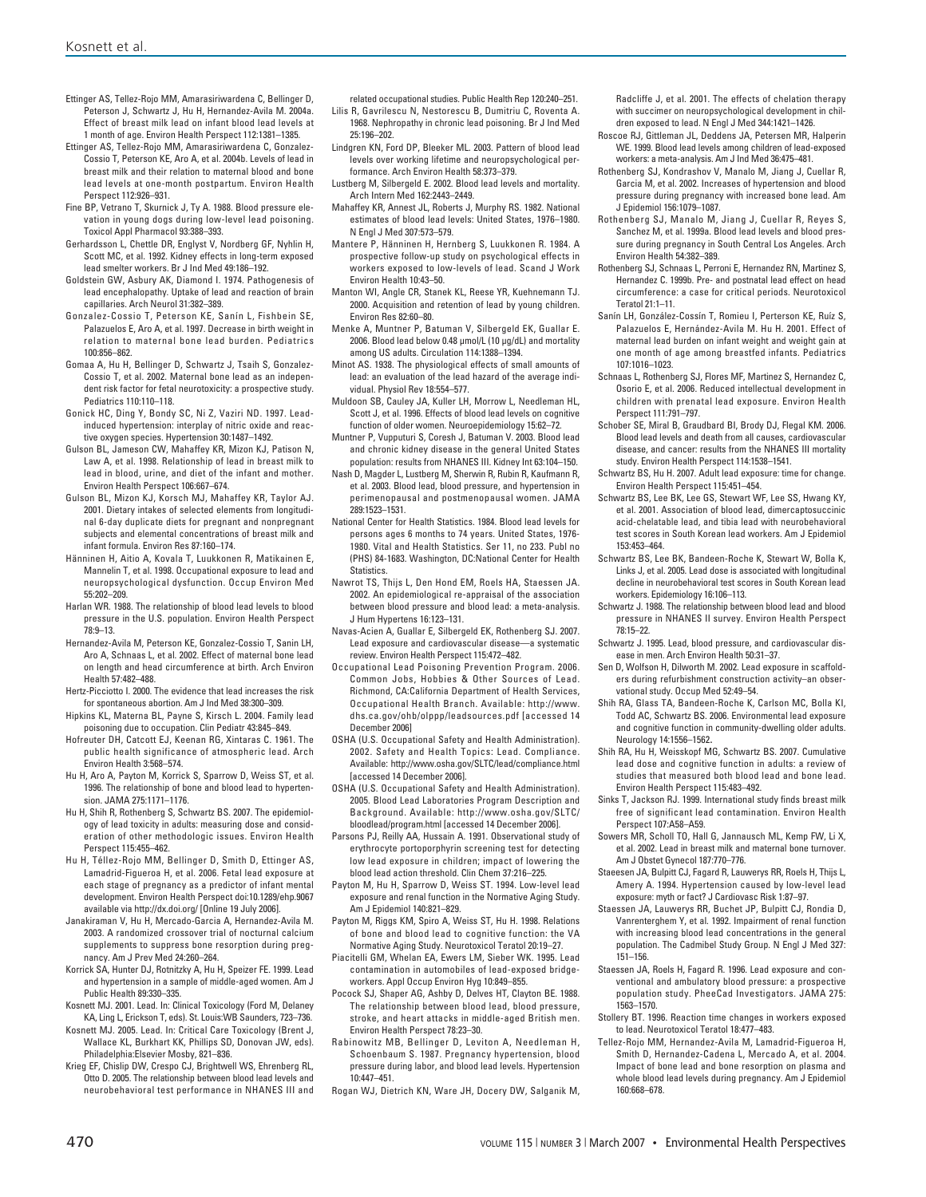Ettinger AS, Tellez-Rojo MM, Amarasiriwardena C, Bellinger D, Peterson J, Schwartz J, Hu H, Hernandez-Avila M. 2004a. Effect of breast milk lead on infant blood lead levels at 1 month of age. Environ Health Perspect 112:1381–1385.

Ettinger AS, Tellez-Rojo MM, Amarasiriwardena C, Gonzalez-Cossio T, Peterson KE, Aro A, et al. 2004b. Levels of lead in breast milk and their relation to maternal blood and bone lead levels at one-month postpartum. Environ Health Perspect 112:926–931.

Fine BP, Vetrano T, Skurnick J, Ty A. 1988. Blood pressure elevation in young dogs during low-level lead poisoning. Toxicol Appl Pharmacol 93:388–393.

Gerhardsson L, Chettle DR, Englyst V, Nordberg GF, Nyhlin H, Scott MC, et al. 1992. Kidney effects in long-term exposed lead smelter workers. Br J Ind Med 49:186–192.

Goldstein GW, Asbury AK, Diamond I. 1974. Pathogenesis of lead encephalopathy. Uptake of lead and reaction of brain capillaries. Arch Neurol 31:382–389.

Gonzalez-Cossio T, Peterson KE, Sanín L, Fishbein SE, Palazuelos E, Aro A, et al. 1997. Decrease in birth weight in relation to maternal bone lead burden. Pediatrics 100:856–862.

Gomaa A, Hu H, Bellinger D, Schwartz J, Tsaih S, Gonzalez-Cossio T, et al. 2002. Maternal bone lead as an independent risk factor for fetal neurotoxicity: a prospective study. Pediatrics 110:110–118.

Gonick HC, Ding Y, Bondy SC, Ni Z, Vaziri ND. 1997. Lead-induced hypertension: interplay of nitric oxide and reactive oxygen species. Hypertension 30:1487–1492.

Gulson BL, Jameson CW, Mahaffey KR, Mizon KJ, Patison N, Law A, et al. 1998. Relationship of lead in breast milk to lead in blood, urine, and diet of the infant and mother. Environ Health Perspect 106:667–674.

Gulson BL, Mizon KJ, Korsch MJ, Mahaffey KR, Taylor AJ. 2001. Dietary intakes of selected elements from longitudinal 6-day duplicate diets for pregnant and nonpregnant subjects and elemental concentrations of breast milk and infant formula. Environ Res 87:160–174.

Hänninen H, Aitio A, Kovala T, Luukkonen R, Matikainen E, Mannelin T, et al. 1998. Occupational exposure to lead and neuropsychological dysfunction. Occup Environ Med 55:202–209.

Harlan WR. 1988. The relationship of blood lead levels to blood pressure in the U.S. population. Environ Health Perspect 78:9–13.

Hernandez-Avila M, Peterson KE, Gonzalez-Cossio T, Sanin LH, Aro A, Schnaas L, et al. 2002. Effect of maternal bone lead on length and head circumference at birth. Arch Environ Health 57:482–488.

Hertz-Picciotto I. 2000. The evidence that lead increases the risk for spontaneous abortion. Am J Ind Med 38:300–309.

Hipkins KL, Materna BL, Payne S, Kirsch L. 2004. Family lead poisoning due to occupation. Clin Pediatr 43:845–849.

Hofreuter DH, Catcott EJ, Keenan RG, Xintaras C. 1961. The public health significance of atmospheric lead. Arch Environ Health 3:568–574.

Hu H, Aro A, Payton M, Korrick S, Sparrow D, Weiss ST, et al. 1996. The relationship of bone and blood lead to hypertension. JAMA 275:1171–1176.

Hu H, Shih R, Rothenberg S, Schwartz BS. 2007. The epidemiology of lead toxicity in adults: measuring dose and consideration of other methodologic issues. Environ Health Perspect 115:455–462.

Hu H, Téllez-Rojo MM, Bellinger D, Smith D, Ettinger AS, Lamadrid-Figueroa H, et al. 2006. Fetal lead exposure at each stage of pregnancy as a predictor of infant mental development. Environ Health Perspect doi:10.1289/ehp.9067 available via http://dx.doi.org/ [Online 19 July 2006].

Janakiraman V, Hu H, Mercado-Garcia A, Hernandez-Avila M. 2003. A randomized crossover trial of nocturnal calcium supplements to suppress bone resorption during pregnancy. Am J Prev Med 24:260–264.

Korrick SA, Hunter DJ, Rotnitzky A, Hu H, Speizer FE. 1999. Lead and hypertension in a sample of middle-aged women. Am J Public Health 89:330–335.

Kosnett MJ. 2001. Lead. In: Clinical Toxicology (Ford M, Delaney KA, Ling L, Erickson T, eds). St. Louis:WB Saunders, 723–736.

Kosnett MJ. 2005. Lead. In: Critical Care Toxicology (Brent J, Wallace KL, Burkhart KK, Phillips SD, Donovan JW, eds). Philadelphia:Elsevier Mosby, 821–836.

Krieg EF, Chislip DW, Crespo CJ, Brightwell WS, Ehrenberg RL, Otto D. 2005. The relationship between blood lead levels and neurobehavioral test performance in NHANES III and related occupational studies. Public Health Rep 120:240–251.

Lilis R, Gavrilescu N, Nestorescu B, Dumitriu C, Roventa A. 1968. Nephropathy in chronic lead poisoning. Br J Ind Med 25:196–202.

Lindgren KN, Ford DP, Bleeker ML. 2003. Pattern of blood lead levels over working lifetime and neuropsychological performance. Arch Environ Health 58:373–379.

Lustberg M, Silbergeld E. 2002. Blood lead levels and mortality. Arch Intern Med 162:2443–2449.

Mahaffey KR, Annest JL, Roberts J, Murphy RS. 1982. National estimates of blood lead levels: United States, 1976–1980. N Engl J Med 307:573–579.

Mantere P, Hänninen H, Hernberg S, Luukkonen R. 1984. A prospective follow-up study on psychological effects in workers exposed to low-levels of lead. Scand J Work Environ Health 10:43–50.

Manton WI, Angle CR, Stanek KL, Reese YR, Kuehnemann TJ. 2000. Acquisition and retention of lead by young children. Environ Res 82:60–80.

Menke A, Muntner P, Batuman V, Silbergeld EK, Guallar E. 2006. Blood lead below 0.48 µmol/L (10 µg/dL) and mortality among US adults. Circulation 114:1388–1394.

Minot AS. 1938. The physiological effects of small amounts of lead: an evaluation of the lead hazard of the average individual. Physiol Rev 18:554–577.

Muldoon SB, Cauley JA, Kuller LH, Morrow L, Needleman HL, Scott J, et al. 1996. Effects of blood lead levels on cognitive function of older women. Neuroepidemiology 15:62–72.

Muntner P, Vupputuri S, Coresh J, Batuman V. 2003. Blood lead and chronic kidney disease in the general United States population: results from NHANES III. Kidney Int 63:104–150.

Nash D, Magder L, Lustberg M, Sherwin R, Rubin R, Kaufmann R, et al. 2003. Blood lead, blood pressure, and hypertension in perimenopausal and postmenopausal women. JAMA 289:1523–1531.

National Center for Health Statistics. 1984. Blood lead levels for persons ages 6 months to 74 years. United States, 1976-1980. Vital and Health Statistics. Ser 11, no 233. Publ no (PHS) 84-1683. Washington, DC:National Center for Health Statistics.

Nawrot TS, Thijs L, Den Hond EM, Roels HA, Staessen JA. 2002. An epidemiological re-appraisal of the association between blood pressure and blood lead: a meta-analysis. J Hum Hypertens 16:123–131.

Navas-Acien A, Guallar E, Silbergeld EK, Rothenberg SJ. 2007. Lead exposure and cardiovascular disease—a systematic review. Environ Health Perspect 115:472–482.

Occupational Lead Poisoning Prevention Program. 2006. Common Jobs, Hobbies & Other Sources of Lead. Richmond, CA:California Department of Health Services, Occupational Health Branch. Available: http://www.dhs.ca.gov/ohb/olppp/leadsources.pdf [accessed 14 December 2006]

OSHA (U.S. Occupational Safety and Health Administration). 2002. Safety and Health Topics: Lead. Compliance. Available: http://www.osha.gov/SLTC/lead/compliance.html [accessed 14 December 2006].

OSHA (U.S. Occupational Safety and Health Administration). 2005. Blood Lead Laboratories Program Description and Background. Available: http://www.osha.gov/SLTC/bloodlead/program.html [accessed 14 December 2006].

Parsons PJ, Reilly AA, Hussain A. 1991. Observational study of erythrocyte portoporphyrin screening test for detecting low lead exposure in children; impact of lowering the blood lead action threshold. Clin Chem 37:216–225.

Payton M, Hu H, Sparrow D, Weiss ST. 1994. Low-level lead exposure and renal function in the Normative Aging Study. Am J Epidemiol 140:821–829.

Payton M, Riggs KM, Spiro A, Weiss ST, Hu H. 1998. Relations of bone and blood lead to cognitive function: the VA Normative Aging Study. Neurotoxicol Teratol 20:19–27.

Piacitelli GM, Whelan EA, Ewers LM, Sieber WK. 1995. Lead contamination in automobiles of lead-exposed bridgeworkers. Appl Occup Environ Hyg 10:849–855.

Pocock SJ, Shaper AG, Ashby D, Delves HT, Clayton BE. 1988. The relationship between blood lead, blood pressure, stroke, and heart attacks in middle-aged British men. Environ Health Perspect 78:23–30.

Rabinowitz MB, Bellinger D, Leviton A, Needleman H, Schoenbaum S. 1987. Pregnancy hypertension, blood pressure during labor, and blood lead levels. Hypertension 10:447–451.

Rogan WJ, Dietrich KN, Ware JH, Docery DW, Salganik M, Radcliffe J, et al. 2001. The effects of chelation therapy with succimer on neuropsychological development in children exposed to lead. N Engl J Med 344:1421–1426.

Roscoe RJ, Gittleman JL, Deddens JA, Petersen MR, Halperin WE. 1999. Blood lead levels among children of lead-exposed workers: a meta-analysis. Am J Ind Med 36:475–481.

Rothenberg SJ, Kondrashov V, Manalo M, Jiang J, Cuellar R, Garcia M, et al. 2002. Increases of hypertension and blood pressure during pregnancy with increased bone lead. Am J Epidemiol 156:1079–1087.

Rothenberg SJ, Manalo M, Jiang J, Cuellar R, Reyes S, Sanchez M, et al. 1999a. Blood lead levels and blood pressure during pregnancy in South Central Los Angeles. Arch Environ Health 54:382–389.

Rothenberg SJ, Schnaas L, Perroni E, Hernandez RN, Martinez S, Hernandez C. 1999b. Pre- and postnatal lead effect on head circumference: a case for critical periods. Neurotoxicol Teratol 21:1–11.

Sanín LH, González-Cossín T, Romieu I, Perterson KE, Ruíz S, Palazuelos E, Hernández-Avila M. Hu H. 2001. Effect of maternal lead burden on infant weight and weight gain at one month of age among breastfed infants. Pediatrics 107:1016–1023.

Schnaas L, Rothenberg SJ, Flores MF, Martinez S, Hernandez C, Osorio E, et al. 2006. Reduced intellectual development in children with prenatal lead exposure. Environ Health Perspect 111:791–797.

Schober SE, Miral B, Graudbard BI, Brody DJ, Flegal KM. 2006. Blood lead levels and death from all causes, cardiovascular disease, and cancer: results from the NHANES III mortality study. Environ Health Perspect 114:1538–1541.

Schwartz BS, Hu H. 2007. Adult lead exposure: time for change. Environ Health Perspect 115:451–454.

Schwartz BS, Lee BK, Lee GS, Stewart WF, Lee SS, Hwang KY, et al. 2001. Association of blood lead, dimercaptosuccinic acid-chelatable lead, and tibia lead with neurobehavioral test scores in South Korean lead workers. Am J Epidemiol 153:453–464.

Schwartz BS, Lee BK, Bandeen-Roche K, Stewart W, Bolla K, Links J, et al. 2005. Lead dose is associated with longitudinal decline in neurobehavioral test scores in South Korean lead workers. Epidemiology 16:106–113.

Schwartz J. 1988. The relationship between blood lead and blood pressure in NHANES II survey. Environ Health Perspect 78:15–22.

Schwartz J. 1995. Lead, blood pressure, and cardiovascular disease in men. Arch Environ Health 50:31–37.

Sen D, Wolfson H, Dilworth M. 2002. Lead exposure in scaffolders during refurbishment construction activity–an observational study. Occup Med 52:49–54.

Shih RA, Glass TA, Bandeen-Roche K, Carlson MC, Bolla KI, Todd AC, Schwartz BS. 2006. Environmental lead exposure and cognitive function in community-dwelling older adults. Neurology 14:1556–1562.

Shih RA, Hu H, Weisskopf MG, Schwartz BS. 2007. Cumulative lead dose and cognitive function in adults: a review of studies that measured both blood lead and bone lead. Environ Health Perspect 115:483–492.

Sinks T, Jackson RJ. 1999. International study finds breast milk free of significant lead contamination. Environ Health Perspect 107:A58–A59.

Sowers MR, Scholl TO, Hall G, Jannausch ML, Kemp FW, Li X, et al. 2002. Lead in breast milk and maternal bone turnover. Am J Obstet Gynecol 187:770–776.

Staeesen JA, Bulpitt CJ, Fagard R, Lauwerys RR, Roels H, Thijs L, Amery A. 1994. Hypertension caused by low-level lead exposure: myth or fact? J Cardiovasc Risk 1:87–97.

Staessen JA, Lauwerys RR, Buchet JP, Bulpitt CJ, Rondia D, Vanrenterghem Y, et al. 1992. Impairment of renal function with increasing blood lead concentrations in the general population. The Cadmibel Study Group. N Engl J Med 327:151–156.

Staessen JA, Roels H, Fagard R. 1996. Lead exposure and conventional and ambulatory blood pressure: a prospective population study. PheeCad Investigators. JAMA 275:1563–1570.

Stollery BT. 1996. Reaction time changes in workers exposed to lead. Neurotoxicol Teratol 18:477–483.

Tellez-Rojo MM, Hernandez-Avila M, Lamadrid-Figueroa H, Smith D, Hernandez-Cadena L, Mercado A, et al. 2004. Impact of bone lead and bone resorption on plasma and whole blood lead levels during pregnancy. Am J Epidemiol 160:668–678.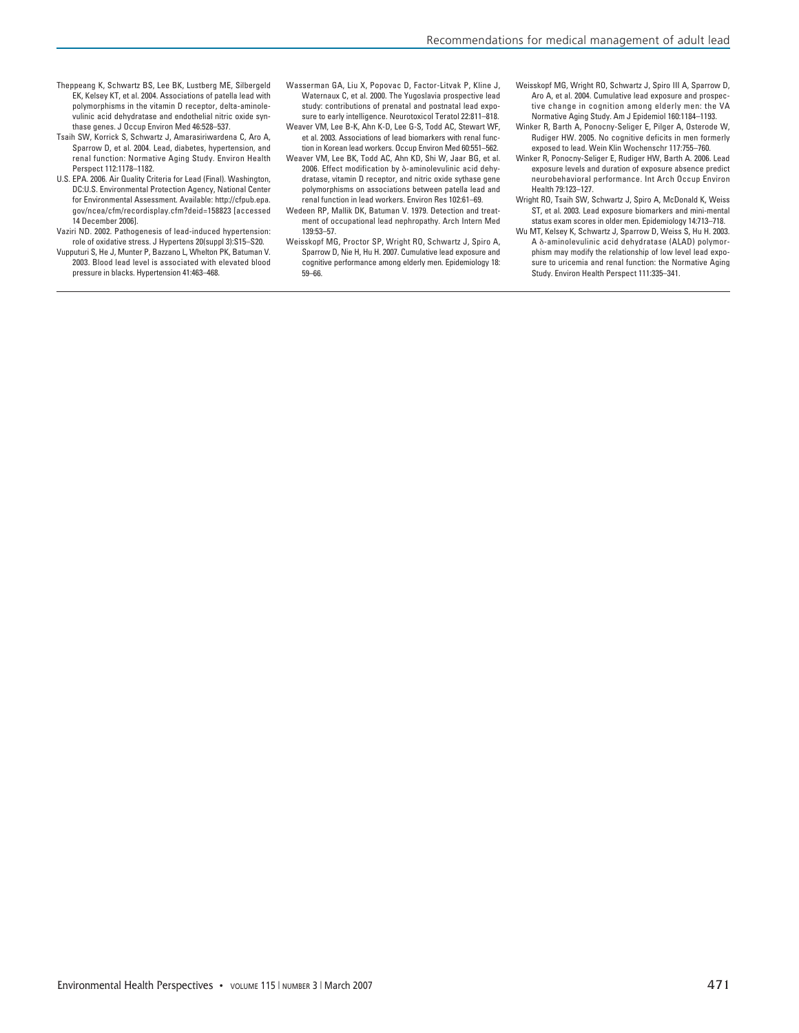Theppeang K, Schwartz BS, Lee BK, Lustberg ME, Silbergeld EK, Kelsey KT, et al. 2004. Associations of patella lead with polymorphisms in the vitamin D receptor, delta-aminolevulinic acid dehydratase and endothelial nitric oxide synthase genes. J Occup Environ Med 46:528–537.

Tsaih SW, Korrick S, Schwartz J, Amarasiriwardena C, Aro A, Sparrow D, et al. 2004. Lead, diabetes, hypertension, and renal function: Normative Aging Study. Environ Health Perspect 112:1178–1182.

U.S. EPA. 2006. Air Quality Criteria for Lead (Final). Washington, DC:U.S. Environmental Protection Agency, National Center for Environmental Assessment. Available: http://cfpub.epa.gov/ncea/cfm/recordisplay.cfm?deid=158823 [accessed 14 December 2006].

Vaziri ND. 2002. Pathogenesis of lead-induced hypertension: role of oxidative stress. J Hypertens 20(suppl 3):S15–S20.

Vupputuri S, He J, Munter P, Bazzano L, Whelton PK, Batuman V. 2003. Blood lead level is associated with elevated blood pressure in blacks. Hypertension 41:463–468.

Wasserman GA, Liu X, Popovac D, Factor-Litvak P, Kline J, Waternaux C, et al. 2000. The Yugoslavia prospective lead study: contributions of prenatal and postnatal lead exposure to early intelligence. Neurotoxicol Teratol 22:811–818.

Weaver VM, Lee B-K, Ahn K-D, Lee G-S, Todd AC, Stewart WF, et al. 2003. Associations of lead biomarkers with renal function in Korean lead workers. Occup Environ Med 60:551–562.

Weaver VM, Lee BK, Todd AC, Ahn KD, Shi W, Jaar BG, et al. 2006. Effect modification by δ-aminolevulinic acid dehydratase, vitamin D receptor, and nitric oxide sythase gene polymorphisms on associations between patella lead and renal function in lead workers. Environ Res 102:61–69.

Wedeen RP, Mallik DK, Batuman V. 1979. Detection and treatment of occupational lead nephropathy. Arch Intern Med 139:53–57.

Weisskopf MG, Proctor SP, Wright RO, Schwartz J, Spiro A, Sparrow D, Nie H, Hu H. 2007. Cumulative lead exposure and cognitive performance among elderly men. Epidemiology 18:59–66.

Weisskopf MG, Wright RO, Schwartz J, Spiro III A, Sparrow D, Aro A, et al. 2004. Cumulative lead exposure and prospective change in cognition among elderly men: the VA Normative Aging Study. Am J Epidemiol 160:1184–1193.

Winker R, Barth A, Ponocny-Seliger E, Pilger A, Osterode W, Rudiger HW. 2005. No cognitive deficits in men formerly exposed to lead. Wein Klin Wochenschr 117:755–760.

Winker R, Ponocny-Seliger E, Rudiger HW, Barth A. 2006. Lead exposure levels and duration of exposure absence predict neurobehavioral performance. Int Arch Occup Environ Health 79:123–127.

Wright RO, Tsaih SW, Schwartz J, Spiro A, McDonald K, Weiss ST, et al. 2003. Lead exposure biomarkers and mini-mental status exam scores in older men. Epidemiology 14:713–718.

Wu MT, Kelsey K, Schwartz J, Sparrow D, Weiss S, Hu H. 2003. A δ-aminolevulinic acid dehydratase (ALAD) polymorphism may modify the relationship of low level lead exposure to uricemia and renal function: the Normative Aging Study. Environ Health Perspect 111:335–341.